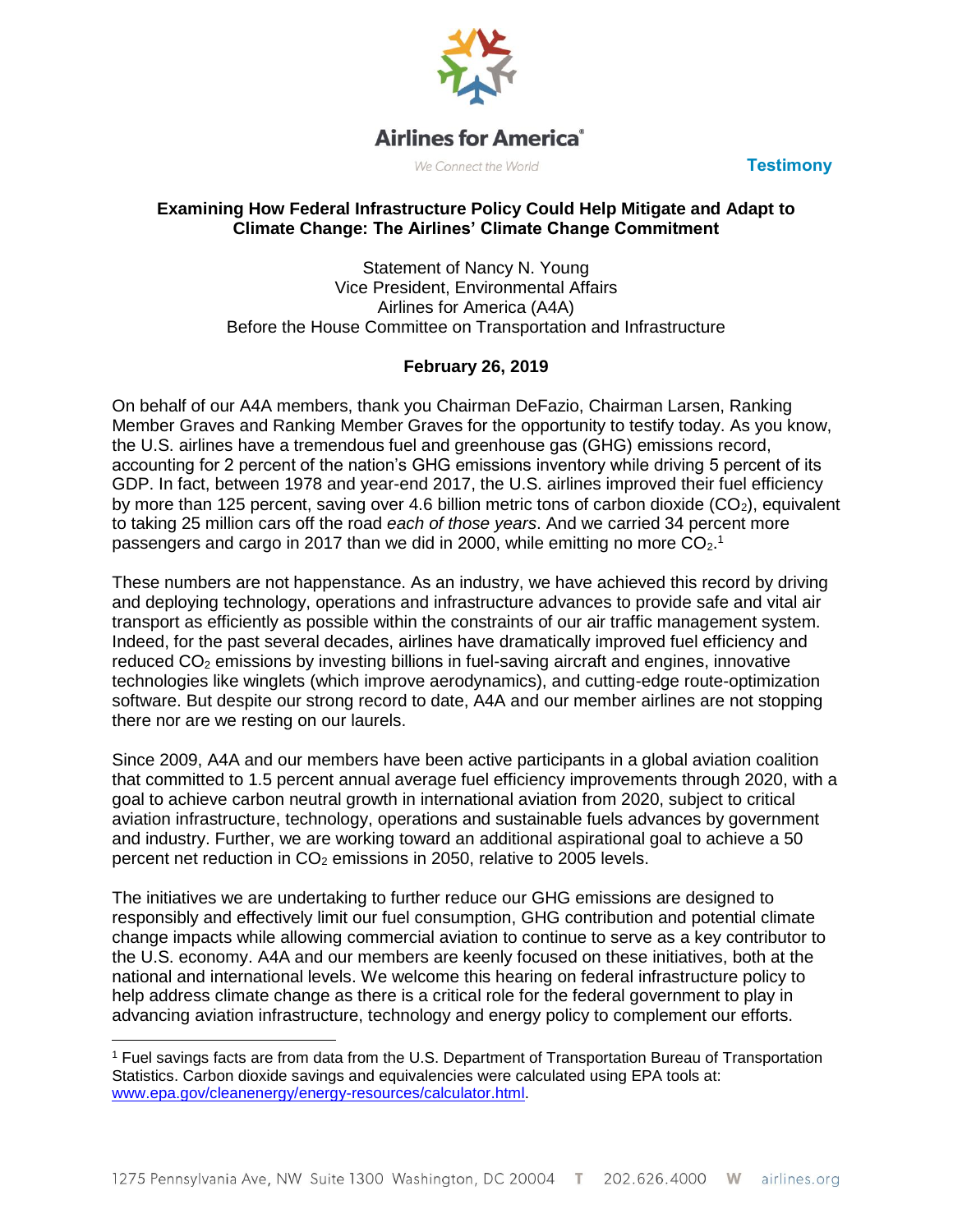Airlines for America®

We Connect the World

**Testimony**

**Examining How Federal Infrastructure Policy Could Help Mitigate and Adapt to Climate Change: The Airlines' Climate Change Commitment**

Statement of Nancy N. Young
Vice President, Environmental Affairs
Airlines for America (A4A)
Before the House Committee on Transportation and Infrastructure

**February 26, 2019**

On behalf of our A4A members, thank you Chairman DeFazio, Chairman Larsen, Ranking Member Graves and Ranking Member Graves for the opportunity to testify today. As you know, the U.S. airlines have a tremendous fuel and greenhouse gas (GHG) emissions record, accounting for 2 percent of the nation's GHG emissions inventory while driving 5 percent of its GDP. In fact, between 1978 and year-end 2017, the U.S. airlines improved their fuel efficiency by more than 125 percent, saving over 4.6 billion metric tons of carbon dioxide ($CO_2$), equivalent to taking 25 million cars off the road *each of those years*. And we carried 34 percent more passengers and cargo in 2017 than we did in 2000, while emitting no more $CO_2$.[1]

These numbers are not happenstance. As an industry, we have achieved this record by driving and deploying technology, operations and infrastructure advances to provide safe and vital air transport as efficiently as possible within the constraints of our air traffic management system. Indeed, for the past several decades, airlines have dramatically improved fuel efficiency and reduced $CO_2$ emissions by investing billions in fuel-saving aircraft and engines, innovative technologies like winglets (which improve aerodynamics), and cutting-edge route-optimization software. But despite our strong record to date, A4A and our member airlines are not stopping there nor are we resting on our laurels.

Since 2009, A4A and our members have been active participants in a global aviation coalition that committed to 1.5 percent annual average fuel efficiency improvements through 2020, with a goal to achieve carbon neutral growth in international aviation from 2020, subject to critical aviation infrastructure, technology, operations and sustainable fuels advances by government and industry. Further, we are working toward an additional aspirational goal to achieve a 50 percent net reduction in $CO_2$ emissions in 2050, relative to 2005 levels.

The initiatives we are undertaking to further reduce our GHG emissions are designed to responsibly and effectively limit our fuel consumption, GHG contribution and potential climate change impacts while allowing commercial aviation to continue to serve as a key contributor to the U.S. economy. A4A and our members are keenly focused on these initiatives, both at the national and international levels. We welcome this hearing on federal infrastructure policy to help address climate change as there is a critical role for the federal government to play in advancing aviation infrastructure, technology and energy policy to complement our efforts.

[1] Fuel savings facts are from data from the U.S. Department of Transportation Bureau of Transportation Statistics. Carbon dioxide savings and equivalencies were calculated using EPA tools at: www.epa.gov/cleanenergy/energy-resources/calculator.html.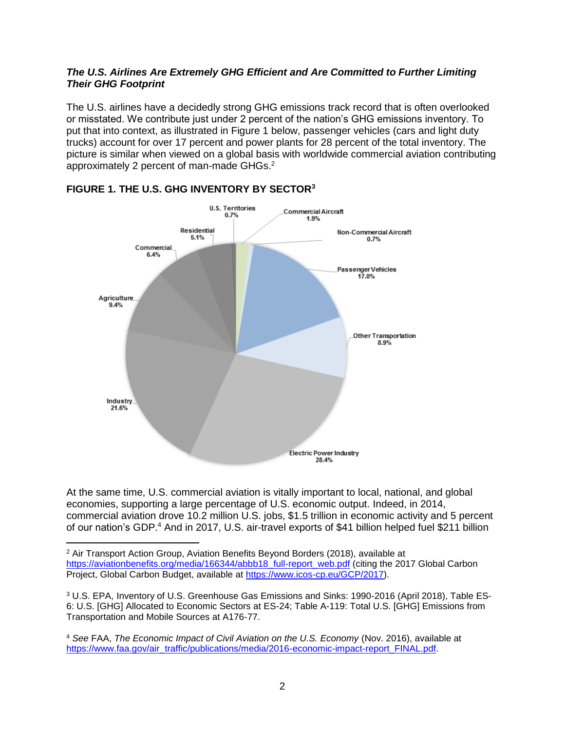***The U.S. Airlines Are Extremely GHG Efficient and Are Committed to Further Limiting Their GHG Footprint***

The U.S. airlines have a decidedly strong GHG emissions track record that is often overlooked or misstated. We contribute just under 2 percent of the nation's GHG emissions inventory. To put that into context, as illustrated in Figure 1 below, passenger vehicles (cars and light duty trucks) account for over 17 percent and power plants for 28 percent of the total inventory. The picture is similar when viewed on a global basis with worldwide commercial aviation contributing approximately 2 percent of man-made GHGs.[2]

**FIGURE 1. THE U.S. GHG INVENTORY BY SECTOR[3]**

| Sector | Share |
| --- | --- |
| U.S. Territories | 0.7% |
| Commercial Aircraft | 1.9% |
| Non-Commercial Aircraft | 0.7% |
| Passenger Vehicles | 17.0% |
| Other Transportation | 8.9% |
| Electric Power Industry | 28.4% |
| Industry | 21.6% |
| Agriculture | 9.4% |
| Commercial | 6.4% |
| Residential | 5.1% |

At the same time, U.S. commercial aviation is vitally important to local, national, and global economies, supporting a large percentage of U.S. economic output. Indeed, in 2014, commercial aviation drove 10.2 million U.S. jobs, $1.5 trillion in economic activity and 5 percent of our nation's GDP.[4] And in 2017, U.S. air-travel exports of $41 billion helped fuel $211 billion

---

[2] Air Transport Action Group, Aviation Benefits Beyond Borders (2018), available at https://aviationbenefits.org/media/166344/abbb18_full-report_web.pdf (citing the 2017 Global Carbon Project, Global Carbon Budget, available at https://www.icos-cp.eu/GCP/2017).

[3] U.S. EPA, Inventory of U.S. Greenhouse Gas Emissions and Sinks: 1990-2016 (April 2018), Table ES-6: U.S. [GHG] Allocated to Economic Sectors at ES-24; Table A-119: Total U.S. [GHG] Emissions from Transportation and Mobile Sources at A176-77.

[4] *See* FAA, *The Economic Impact of Civil Aviation on the U.S. Economy* (Nov. 2016), available at https://www.faa.gov/air_traffic/publications/media/2016-economic-impact-report_FINAL.pdf.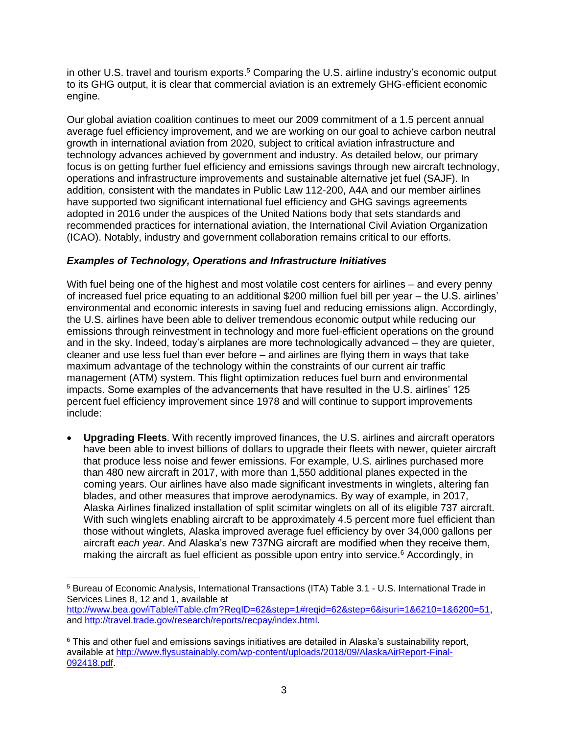in other U.S. travel and tourism exports.[5] Comparing the U.S. airline industry's economic output to its GHG output, it is clear that commercial aviation is an extremely GHG-efficient economic engine.

Our global aviation coalition continues to meet our 2009 commitment of a 1.5 percent annual average fuel efficiency improvement, and we are working on our goal to achieve carbon neutral growth in international aviation from 2020, subject to critical aviation infrastructure and technology advances achieved by government and industry. As detailed below, our primary focus is on getting further fuel efficiency and emissions savings through new aircraft technology, operations and infrastructure improvements and sustainable alternative jet fuel (SAJF). In addition, consistent with the mandates in Public Law 112-200, A4A and our member airlines have supported two significant international fuel efficiency and GHG savings agreements adopted in 2016 under the auspices of the United Nations body that sets standards and recommended practices for international aviation, the International Civil Aviation Organization (ICAO). Notably, industry and government collaboration remains critical to our efforts.

### ***Examples of Technology, Operations and Infrastructure Initiatives***

With fuel being one of the highest and most volatile cost centers for airlines – and every penny of increased fuel price equating to an additional $200 million fuel bill per year – the U.S. airlines' environmental and economic interests in saving fuel and reducing emissions align. Accordingly, the U.S. airlines have been able to deliver tremendous economic output while reducing our emissions through reinvestment in technology and more fuel-efficient operations on the ground and in the sky. Indeed, today's airplanes are more technologically advanced – they are quieter, cleaner and use less fuel than ever before – and airlines are flying them in ways that take maximum advantage of the technology within the constraints of our current air traffic management (ATM) system. This flight optimization reduces fuel burn and environmental impacts. Some examples of the advancements that have resulted in the U.S. airlines' 125 percent fuel efficiency improvement since 1978 and will continue to support improvements include:

- **Upgrading Fleets**. With recently improved finances, the U.S. airlines and aircraft operators have been able to invest billions of dollars to upgrade their fleets with newer, quieter aircraft that produce less noise and fewer emissions. For example, U.S. airlines purchased more than 480 new aircraft in 2017, with more than 1,550 additional planes expected in the coming years. Our airlines have also made significant investments in winglets, altering fan blades, and other measures that improve aerodynamics. By way of example, in 2017, Alaska Airlines finalized installation of split scimitar winglets on all of its eligible 737 aircraft. With such winglets enabling aircraft to be approximately 4.5 percent more fuel efficient than those without winglets, Alaska improved average fuel efficiency by over 34,000 gallons per aircraft *each year*. And Alaska's new 737NG aircraft are modified when they receive them, making the aircraft as fuel efficient as possible upon entry into service.[6] Accordingly, in

---

[5] Bureau of Economic Analysis, International Transactions (ITA) Table 3.1 - U.S. International Trade in Services Lines 8, 12 and 1, available at http://www.bea.gov/iTable/iTable.cfm?ReqID=62&step=1#reqid=62&step=6&isuri=1&6210=1&6200=51, and http://travel.trade.gov/research/reports/recpay/index.html.

[6] This and other fuel and emissions savings initiatives are detailed in Alaska's sustainability report, available at http://www.flysustainably.com/wp-content/uploads/2018/09/AlaskaAirReport-Final-092418.pdf.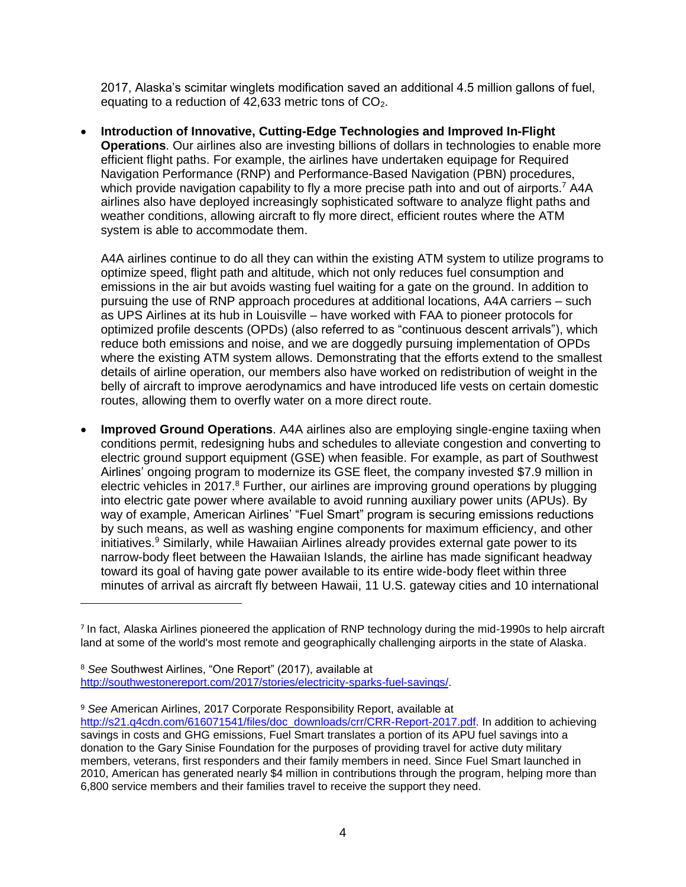2017, Alaska's scimitar winglets modification saved an additional 4.5 million gallons of fuel, equating to a reduction of 42,633 metric tons of $CO_2$.

- **Introduction of Innovative, Cutting-Edge Technologies and Improved In-Flight Operations**. Our airlines also are investing billions of dollars in technologies to enable more efficient flight paths. For example, the airlines have undertaken equipage for Required Navigation Performance (RNP) and Performance-Based Navigation (PBN) procedures, which provide navigation capability to fly a more precise path into and out of airports.[7] A4A airlines also have deployed increasingly sophisticated software to analyze flight paths and weather conditions, allowing aircraft to fly more direct, efficient routes where the ATM system is able to accommodate them.

  A4A airlines continue to do all they can within the existing ATM system to utilize programs to optimize speed, flight path and altitude, which not only reduces fuel consumption and emissions in the air but avoids wasting fuel waiting for a gate on the ground. In addition to pursuing the use of RNP approach procedures at additional locations, A4A carriers – such as UPS Airlines at its hub in Louisville – have worked with FAA to pioneer protocols for optimized profile descents (OPDs) (also referred to as "continuous descent arrivals"), which reduce both emissions and noise, and we are doggedly pursuing implementation of OPDs where the existing ATM system allows. Demonstrating that the efforts extend to the smallest details of airline operation, our members also have worked on redistribution of weight in the belly of aircraft to improve aerodynamics and have introduced life vests on certain domestic routes, allowing them to overfly water on a more direct route.

- **Improved Ground Operations**. A4A airlines also are employing single-engine taxiing when conditions permit, redesigning hubs and schedules to alleviate congestion and converting to electric ground support equipment (GSE) when feasible. For example, as part of Southwest Airlines' ongoing program to modernize its GSE fleet, the company invested $7.9 million in electric vehicles in 2017.[8] Further, our airlines are improving ground operations by plugging into electric gate power where available to avoid running auxiliary power units (APUs). By way of example, American Airlines' "Fuel Smart" program is securing emissions reductions by such means, as well as washing engine components for maximum efficiency, and other initiatives.[9] Similarly, while Hawaiian Airlines already provides external gate power to its narrow-body fleet between the Hawaiian Islands, the airline has made significant headway toward its goal of having gate power available to its entire wide-body fleet within three minutes of arrival as aircraft fly between Hawaii, 11 U.S. gateway cities and 10 international

---

[7] In fact, Alaska Airlines pioneered the application of RNP technology during the mid-1990s to help aircraft land at some of the world's most remote and geographically challenging airports in the state of Alaska.

[8] *See* Southwest Airlines, "One Report" (2017), available at http://southwestonereport.com/2017/stories/electricity-sparks-fuel-savings/.

[9] *See* American Airlines, 2017 Corporate Responsibility Report, available at http://s21.q4cdn.com/616071541/files/doc_downloads/crr/CRR-Report-2017.pdf. In addition to achieving savings in costs and GHG emissions, Fuel Smart translates a portion of its APU fuel savings into a donation to the Gary Sinise Foundation for the purposes of providing travel for active duty military members, veterans, first responders and their family members in need. Since Fuel Smart launched in 2010, American has generated nearly $4 million in contributions through the program, helping more than 6,800 service members and their families travel to receive the support they need.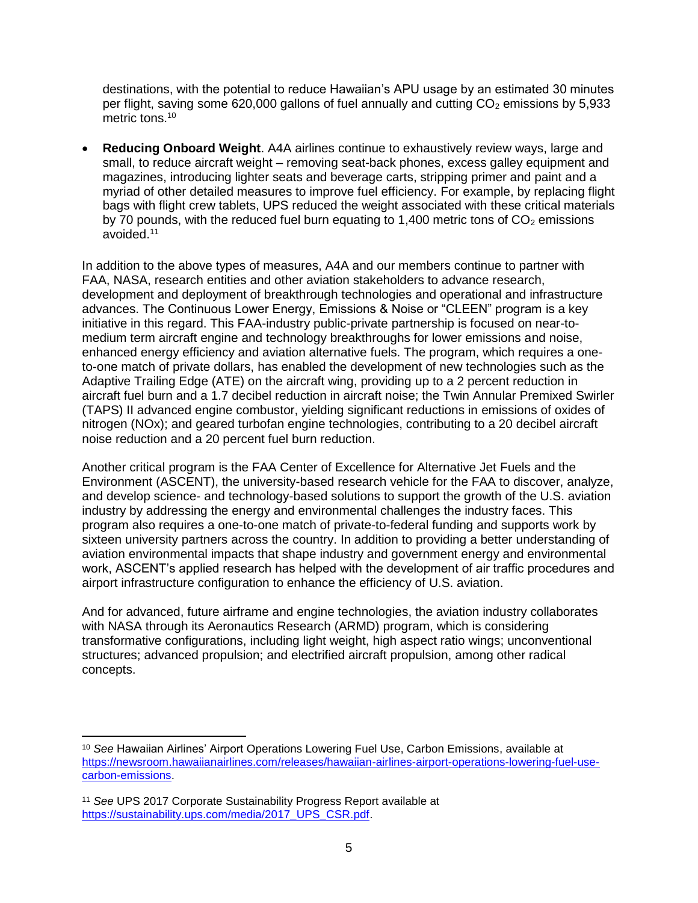destinations, with the potential to reduce Hawaiian's APU usage by an estimated 30 minutes per flight, saving some 620,000 gallons of fuel annually and cutting $CO_2$ emissions by 5,933 metric tons.[10]

- **Reducing Onboard Weight**. A4A airlines continue to exhaustively review ways, large and small, to reduce aircraft weight – removing seat-back phones, excess galley equipment and magazines, introducing lighter seats and beverage carts, stripping primer and paint and a myriad of other detailed measures to improve fuel efficiency. For example, by replacing flight bags with flight crew tablets, UPS reduced the weight associated with these critical materials by 70 pounds, with the reduced fuel burn equating to 1,400 metric tons of $CO_2$ emissions avoided.[11]

In addition to the above types of measures, A4A and our members continue to partner with FAA, NASA, research entities and other aviation stakeholders to advance research, development and deployment of breakthrough technologies and operational and infrastructure advances. The Continuous Lower Energy, Emissions & Noise or "CLEEN" program is a key initiative in this regard. This FAA-industry public-private partnership is focused on near-to-medium term aircraft engine and technology breakthroughs for lower emissions and noise, enhanced energy efficiency and aviation alternative fuels. The program, which requires a one-to-one match of private dollars, has enabled the development of new technologies such as the Adaptive Trailing Edge (ATE) on the aircraft wing, providing up to a 2 percent reduction in aircraft fuel burn and a 1.7 decibel reduction in aircraft noise; the Twin Annular Premixed Swirler (TAPS) II advanced engine combustor, yielding significant reductions in emissions of oxides of nitrogen (NOx); and geared turbofan engine technologies, contributing to a 20 decibel aircraft noise reduction and a 20 percent fuel burn reduction.

Another critical program is the FAA Center of Excellence for Alternative Jet Fuels and the Environment (ASCENT), the university-based research vehicle for the FAA to discover, analyze, and develop science- and technology-based solutions to support the growth of the U.S. aviation industry by addressing the energy and environmental challenges the industry faces. This program also requires a one-to-one match of private-to-federal funding and supports work by sixteen university partners across the country. In addition to providing a better understanding of aviation environmental impacts that shape industry and government energy and environmental work, ASCENT's applied research has helped with the development of air traffic procedures and airport infrastructure configuration to enhance the efficiency of U.S. aviation.

And for advanced, future airframe and engine technologies, the aviation industry collaborates with NASA through its Aeronautics Research (ARMD) program, which is considering transformative configurations, including light weight, high aspect ratio wings; unconventional structures; advanced propulsion; and electrified aircraft propulsion, among other radical concepts.

---

[10] *See* Hawaiian Airlines' Airport Operations Lowering Fuel Use, Carbon Emissions, available at https://newsroom.hawaiianairlines.com/releases/hawaiian-airlines-airport-operations-lowering-fuel-use-carbon-emissions.

[11] *See* UPS 2017 Corporate Sustainability Progress Report available at https://sustainability.ups.com/media/2017_UPS_CSR.pdf.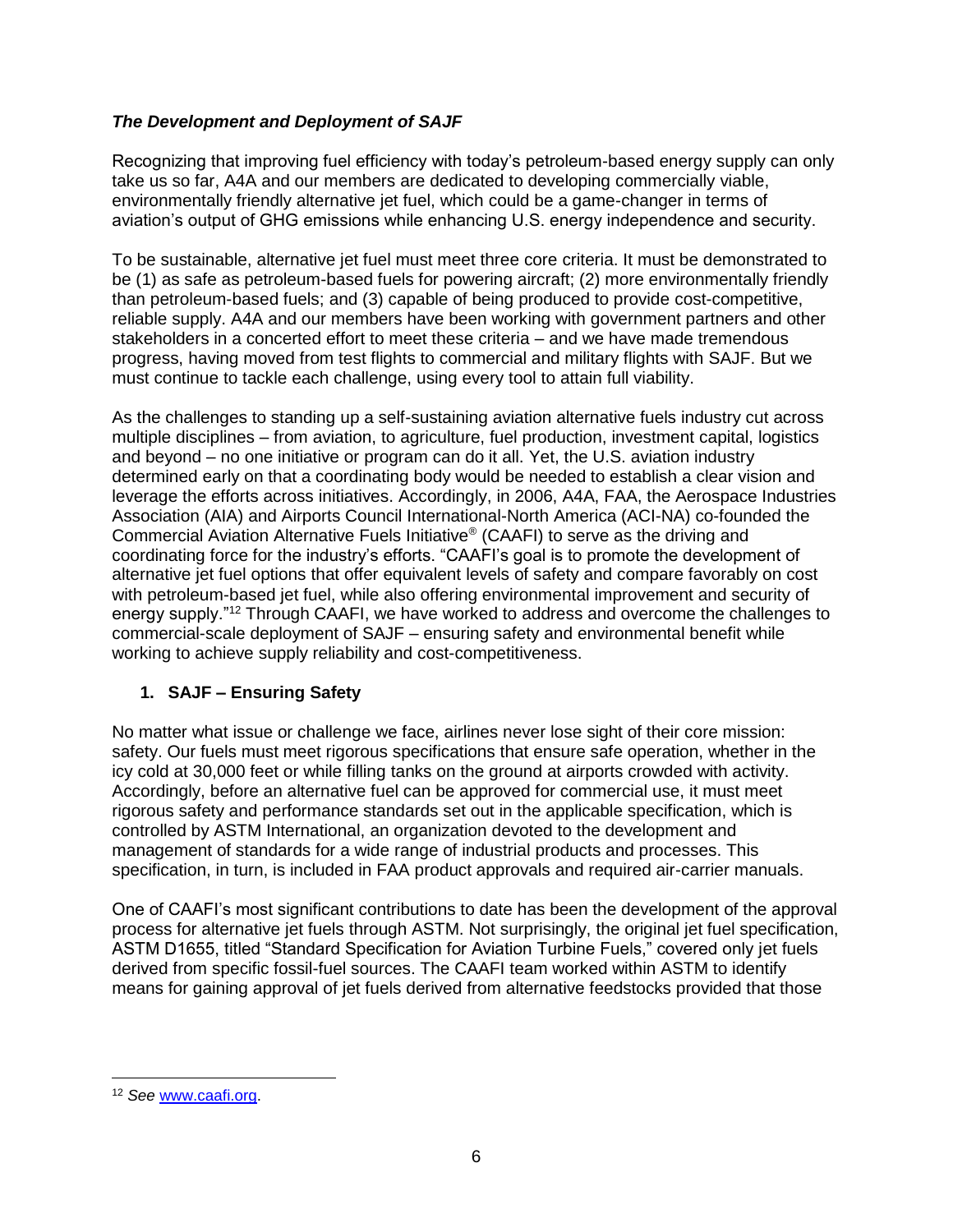### *The Development and Deployment of SAJF*

Recognizing that improving fuel efficiency with today's petroleum-based energy supply can only take us so far, A4A and our members are dedicated to developing commercially viable, environmentally friendly alternative jet fuel, which could be a game-changer in terms of aviation's output of GHG emissions while enhancing U.S. energy independence and security.

To be sustainable, alternative jet fuel must meet three core criteria. It must be demonstrated to be (1) as safe as petroleum-based fuels for powering aircraft; (2) more environmentally friendly than petroleum-based fuels; and (3) capable of being produced to provide cost-competitive, reliable supply. A4A and our members have been working with government partners and other stakeholders in a concerted effort to meet these criteria – and we have made tremendous progress, having moved from test flights to commercial and military flights with SAJF. But we must continue to tackle each challenge, using every tool to attain full viability.

As the challenges to standing up a self-sustaining aviation alternative fuels industry cut across multiple disciplines – from aviation, to agriculture, fuel production, investment capital, logistics and beyond – no one initiative or program can do it all. Yet, the U.S. aviation industry determined early on that a coordinating body would be needed to establish a clear vision and leverage the efforts across initiatives. Accordingly, in 2006, A4A, FAA, the Aerospace Industries Association (AIA) and Airports Council International-North America (ACI-NA) co-founded the Commercial Aviation Alternative Fuels Initiative® (CAAFI) to serve as the driving and coordinating force for the industry's efforts. "CAAFI's goal is to promote the development of alternative jet fuel options that offer equivalent levels of safety and compare favorably on cost with petroleum-based jet fuel, while also offering environmental improvement and security of energy supply."[12] Through CAAFI, we have worked to address and overcome the challenges to commercial-scale deployment of SAJF – ensuring safety and environmental benefit while working to achieve supply reliability and cost-competitiveness.

1. **SAJF – Ensuring Safety**

No matter what issue or challenge we face, airlines never lose sight of their core mission: safety. Our fuels must meet rigorous specifications that ensure safe operation, whether in the icy cold at 30,000 feet or while filling tanks on the ground at airports crowded with activity. Accordingly, before an alternative fuel can be approved for commercial use, it must meet rigorous safety and performance standards set out in the applicable specification, which is controlled by ASTM International, an organization devoted to the development and management of standards for a wide range of industrial products and processes. This specification, in turn, is included in FAA product approvals and required air-carrier manuals.

One of CAAFI's most significant contributions to date has been the development of the approval process for alternative jet fuels through ASTM. Not surprisingly, the original jet fuel specification, ASTM D1655, titled "Standard Specification for Aviation Turbine Fuels," covered only jet fuels derived from specific fossil-fuel sources. The CAAFI team worked within ASTM to identify means for gaining approval of jet fuels derived from alternative feedstocks provided that those

---

[12] *See* www.caafi.org.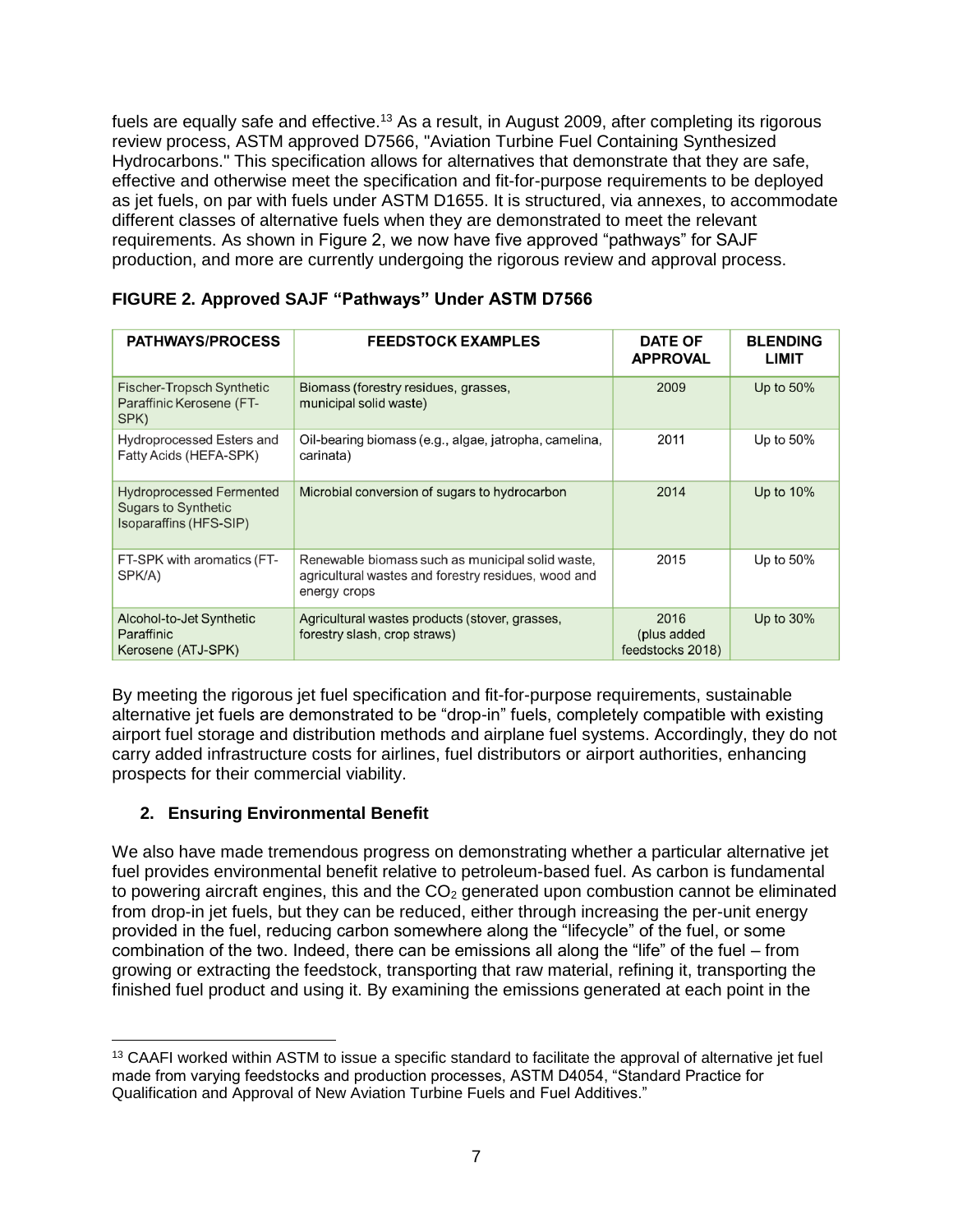fuels are equally safe and effective.[13] As a result, in August 2009, after completing its rigorous review process, ASTM approved D7566, "Aviation Turbine Fuel Containing Synthesized Hydrocarbons." This specification allows for alternatives that demonstrate that they are safe, effective and otherwise meet the specification and fit-for-purpose requirements to be deployed as jet fuels, on par with fuels under ASTM D1655. It is structured, via annexes, to accommodate different classes of alternative fuels when they are demonstrated to meet the relevant requirements. As shown in Figure 2, we now have five approved "pathways" for SAJF production, and more are currently undergoing the rigorous review and approval process.

**FIGURE 2. Approved SAJF "Pathways" Under ASTM D7566**

| PATHWAYS/PROCESS | FEEDSTOCK EXAMPLES | DATE OF APPROVAL | BLENDING LIMIT |
|---|---|---|---|
| Fischer-Tropsch Synthetic Paraffinic Kerosene (FT-SPK) | Biomass (forestry residues, grasses, municipal solid waste) | 2009 | Up to 50% |
| Hydroprocessed Esters and Fatty Acids (HEFA-SPK) | Oil-bearing biomass (e.g., algae, jatropha, camelina, carinata) | 2011 | Up to 50% |
| Hydroprocessed Fermented Sugars to Synthetic Isoparaffins (HFS-SIP) | Microbial conversion of sugars to hydrocarbon | 2014 | Up to 10% |
| FT-SPK with aromatics (FT-SPK/A) | Renewable biomass such as municipal solid waste, agricultural wastes and forestry residues, wood and energy crops | 2015 | Up to 50% |
| Alcohol-to-Jet Synthetic Paraffinic Kerosene (ATJ-SPK) | Agricultural wastes products (stover, grasses, forestry slash, crop straws) | 2016 (plus added feedstocks 2018) | Up to 30% |

By meeting the rigorous jet fuel specification and fit-for-purpose requirements, sustainable alternative jet fuels are demonstrated to be "drop-in" fuels, completely compatible with existing airport fuel storage and distribution methods and airplane fuel systems. Accordingly, they do not carry added infrastructure costs for airlines, fuel distributors or airport authorities, enhancing prospects for their commercial viability.

### 2. Ensuring Environmental Benefit

We also have made tremendous progress on demonstrating whether a particular alternative jet fuel provides environmental benefit relative to petroleum-based fuel. As carbon is fundamental to powering aircraft engines, this and the $CO_2$ generated upon combustion cannot be eliminated from drop-in jet fuels, but they can be reduced, either through increasing the per-unit energy provided in the fuel, reducing carbon somewhere along the "lifecycle" of the fuel, or some combination of the two. Indeed, there can be emissions all along the "life" of the fuel – from growing or extracting the feedstock, transporting that raw material, refining it, transporting the finished fuel product and using it. By examining the emissions generated at each point in the

[13] CAAFI worked within ASTM to issue a specific standard to facilitate the approval of alternative jet fuel made from varying feedstocks and production processes, ASTM D4054, "Standard Practice for Qualification and Approval of New Aviation Turbine Fuels and Fuel Additives."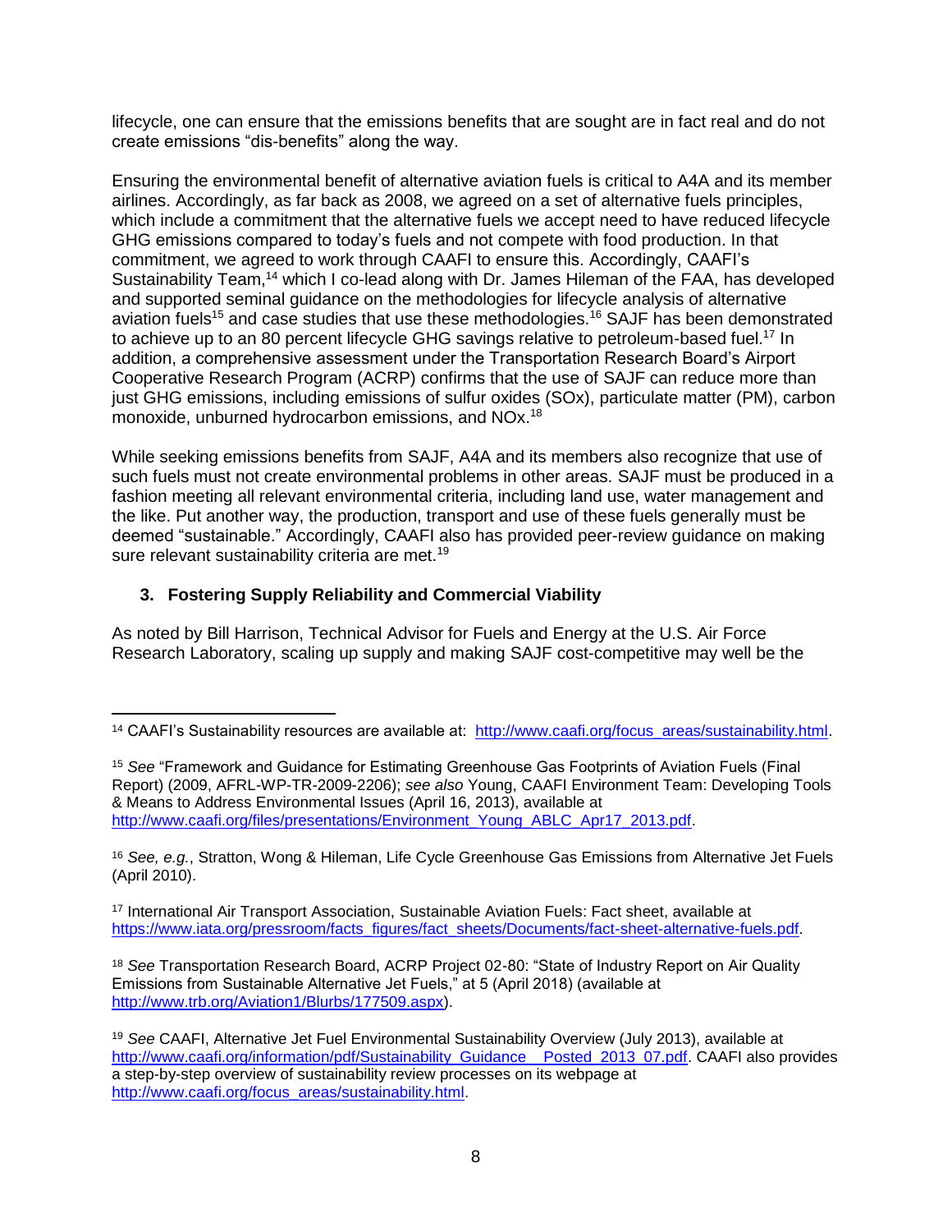lifecycle, one can ensure that the emissions benefits that are sought are in fact real and do not create emissions "dis-benefits" along the way.

Ensuring the environmental benefit of alternative aviation fuels is critical to A4A and its member airlines. Accordingly, as far back as 2008, we agreed on a set of alternative fuels principles, which include a commitment that the alternative fuels we accept need to have reduced lifecycle GHG emissions compared to today's fuels and not compete with food production. In that commitment, we agreed to work through CAAFI to ensure this. Accordingly, CAAFI's Sustainability Team,[14] which I co-lead along with Dr. James Hileman of the FAA, has developed and supported seminal guidance on the methodologies for lifecycle analysis of alternative aviation fuels[15] and case studies that use these methodologies.[16] SAJF has been demonstrated to achieve up to an 80 percent lifecycle GHG savings relative to petroleum-based fuel.[17] In addition, a comprehensive assessment under the Transportation Research Board's Airport Cooperative Research Program (ACRP) confirms that the use of SAJF can reduce more than just GHG emissions, including emissions of sulfur oxides (SOx), particulate matter (PM), carbon monoxide, unburned hydrocarbon emissions, and NOx.[18]

While seeking emissions benefits from SAJF, A4A and its members also recognize that use of such fuels must not create environmental problems in other areas. SAJF must be produced in a fashion meeting all relevant environmental criteria, including land use, water management and the like. Put another way, the production, transport and use of these fuels generally must be deemed "sustainable." Accordingly, CAAFI also has provided peer-review guidance on making sure relevant sustainability criteria are met.[19]

### 3. Fostering Supply Reliability and Commercial Viability

As noted by Bill Harrison, Technical Advisor for Fuels and Energy at the U.S. Air Force Research Laboratory, scaling up supply and making SAJF cost-competitive may well be the

---

[14] CAAFI's Sustainability resources are available at: http://www.caafi.org/focus_areas/sustainability.html.

[15] *See* "Framework and Guidance for Estimating Greenhouse Gas Footprints of Aviation Fuels (Final Report) (2009, AFRL-WP-TR-2009-2206); *see also* Young, CAAFI Environment Team: Developing Tools & Means to Address Environmental Issues (April 16, 2013), available at http://www.caafi.org/files/presentations/Environment_Young_ABLC_Apr17_2013.pdf.

[16] *See, e.g.*, Stratton, Wong & Hileman, Life Cycle Greenhouse Gas Emissions from Alternative Jet Fuels (April 2010).

[17] International Air Transport Association, Sustainable Aviation Fuels: Fact sheet, available at https://www.iata.org/pressroom/facts_figures/fact_sheets/Documents/fact-sheet-alternative-fuels.pdf.

[18] *See* Transportation Research Board, ACRP Project 02-80: "State of Industry Report on Air Quality Emissions from Sustainable Alternative Jet Fuels," at 5 (April 2018) (available at http://www.trb.org/Aviation1/Blurbs/177509.aspx).

[19] *See* CAAFI, Alternative Jet Fuel Environmental Sustainability Overview (July 2013), available at http://www.caafi.org/information/pdf/Sustainability_Guidance__Posted_2013_07.pdf. CAAFI also provides a step-by-step overview of sustainability review processes on its webpage at http://www.caafi.org/focus_areas/sustainability.html.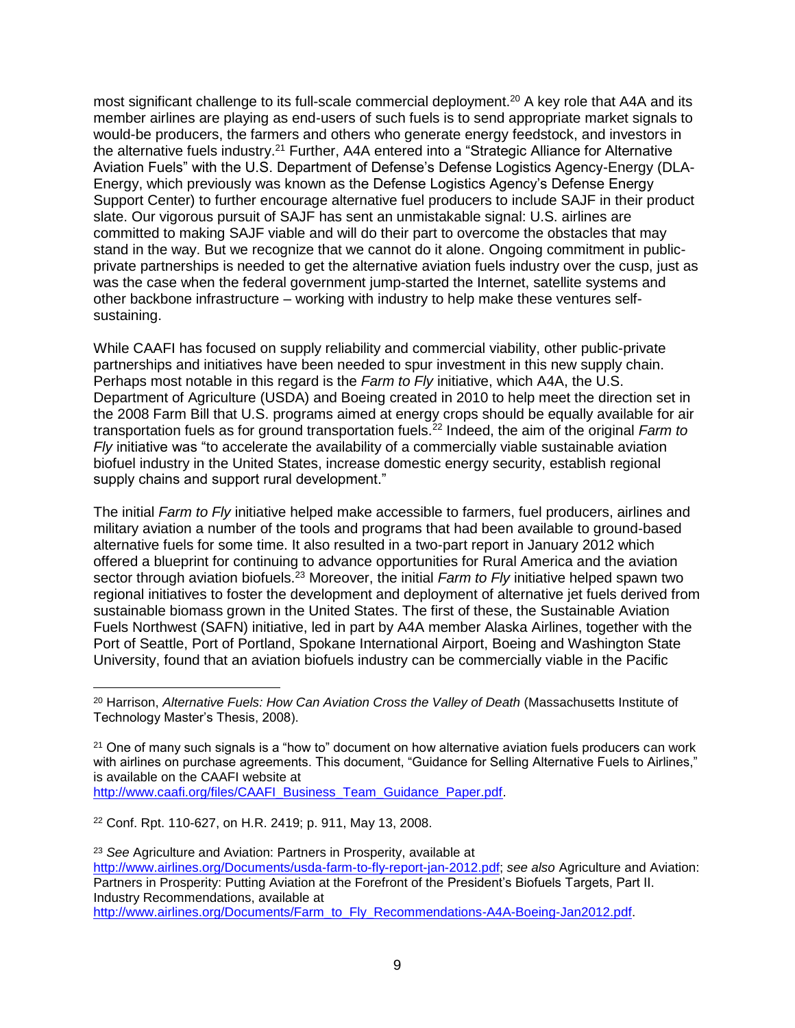most significant challenge to its full-scale commercial deployment.[20] A key role that A4A and its member airlines are playing as end-users of such fuels is to send appropriate market signals to would-be producers, the farmers and others who generate energy feedstock, and investors in the alternative fuels industry.[21] Further, A4A entered into a "Strategic Alliance for Alternative Aviation Fuels" with the U.S. Department of Defense's Defense Logistics Agency-Energy (DLA-Energy, which previously was known as the Defense Logistics Agency's Defense Energy Support Center) to further encourage alternative fuel producers to include SAJF in their product slate. Our vigorous pursuit of SAJF has sent an unmistakable signal: U.S. airlines are committed to making SAJF viable and will do their part to overcome the obstacles that may stand in the way. But we recognize that we cannot do it alone. Ongoing commitment in public-private partnerships is needed to get the alternative aviation fuels industry over the cusp, just as was the case when the federal government jump-started the Internet, satellite systems and other backbone infrastructure – working with industry to help make these ventures self-sustaining.

While CAAFI has focused on supply reliability and commercial viability, other public-private partnerships and initiatives have been needed to spur investment in this new supply chain. Perhaps most notable in this regard is the *Farm to Fly* initiative, which A4A, the U.S. Department of Agriculture (USDA) and Boeing created in 2010 to help meet the direction set in the 2008 Farm Bill that U.S. programs aimed at energy crops should be equally available for air transportation fuels as for ground transportation fuels.[22] Indeed, the aim of the original *Farm to Fly* initiative was "to accelerate the availability of a commercially viable sustainable aviation biofuel industry in the United States, increase domestic energy security, establish regional supply chains and support rural development."

The initial *Farm to Fly* initiative helped make accessible to farmers, fuel producers, airlines and military aviation a number of the tools and programs that had been available to ground-based alternative fuels for some time. It also resulted in a two-part report in January 2012 which offered a blueprint for continuing to advance opportunities for Rural America and the aviation sector through aviation biofuels.[23] Moreover, the initial *Farm to Fly* initiative helped spawn two regional initiatives to foster the development and deployment of alternative jet fuels derived from sustainable biomass grown in the United States. The first of these, the Sustainable Aviation Fuels Northwest (SAFN) initiative, led in part by A4A member Alaska Airlines, together with the Port of Seattle, Port of Portland, Spokane International Airport, Boeing and Washington State University, found that an aviation biofuels industry can be commercially viable in the Pacific

---

[20] Harrison, *Alternative Fuels: How Can Aviation Cross the Valley of Death* (Massachusetts Institute of Technology Master's Thesis, 2008).

[21] One of many such signals is a "how to" document on how alternative aviation fuels producers can work with airlines on purchase agreements. This document, "Guidance for Selling Alternative Fuels to Airlines," is available on the CAAFI website at http://www.caafi.org/files/CAAFI_Business_Team_Guidance_Paper.pdf.

[22] Conf. Rpt. 110-627, on H.R. 2419; p. 911, May 13, 2008.

[23] *See* Agriculture and Aviation: Partners in Prosperity, available at http://www.airlines.org/Documents/usda-farm-to-fly-report-jan-2012.pdf; *see also* Agriculture and Aviation: Partners in Prosperity: Putting Aviation at the Forefront of the President's Biofuels Targets, Part II. Industry Recommendations, available at http://www.airlines.org/Documents/Farm_to_Fly_Recommendations-A4A-Boeing-Jan2012.pdf.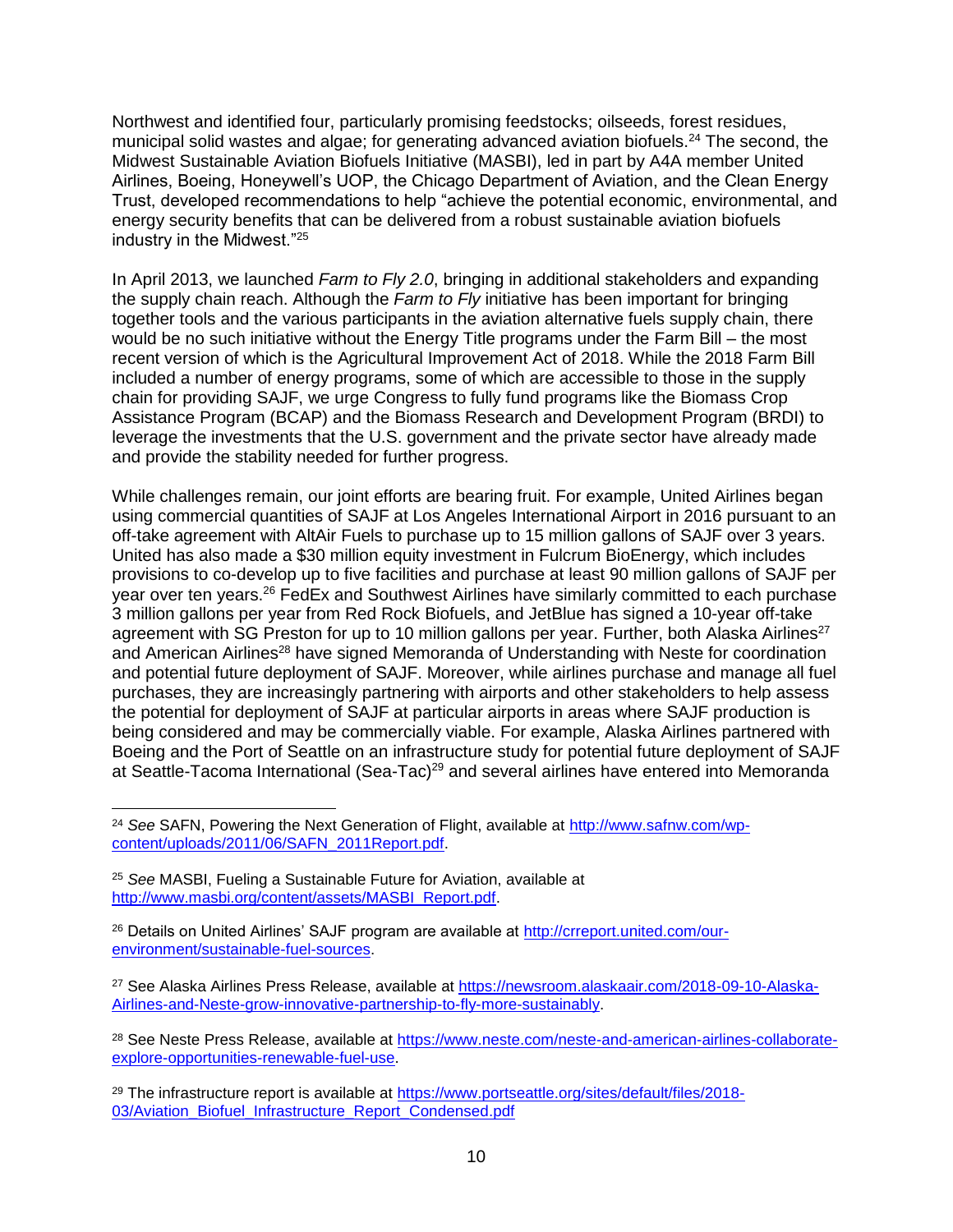Northwest and identified four, particularly promising feedstocks; oilseeds, forest residues, municipal solid wastes and algae; for generating advanced aviation biofuels.[24] The second, the Midwest Sustainable Aviation Biofuels Initiative (MASBI), led in part by A4A member United Airlines, Boeing, Honeywell's UOP, the Chicago Department of Aviation, and the Clean Energy Trust, developed recommendations to help "achieve the potential economic, environmental, and energy security benefits that can be delivered from a robust sustainable aviation biofuels industry in the Midwest."[25]

In April 2013, we launched *Farm to Fly 2.0*, bringing in additional stakeholders and expanding the supply chain reach. Although the *Farm to Fly* initiative has been important for bringing together tools and the various participants in the aviation alternative fuels supply chain, there would be no such initiative without the Energy Title programs under the Farm Bill – the most recent version of which is the Agricultural Improvement Act of 2018. While the 2018 Farm Bill included a number of energy programs, some of which are accessible to those in the supply chain for providing SAJF, we urge Congress to fully fund programs like the Biomass Crop Assistance Program (BCAP) and the Biomass Research and Development Program (BRDI) to leverage the investments that the U.S. government and the private sector have already made and provide the stability needed for further progress.

While challenges remain, our joint efforts are bearing fruit. For example, United Airlines began using commercial quantities of SAJF at Los Angeles International Airport in 2016 pursuant to an off-take agreement with AltAir Fuels to purchase up to 15 million gallons of SAJF over 3 years. United has also made a $30 million equity investment in Fulcrum BioEnergy, which includes provisions to co-develop up to five facilities and purchase at least 90 million gallons of SAJF per year over ten years.[26] FedEx and Southwest Airlines have similarly committed to each purchase 3 million gallons per year from Red Rock Biofuels, and JetBlue has signed a 10-year off-take agreement with SG Preston for up to 10 million gallons per year. Further, both Alaska Airlines[27] and American Airlines[28] have signed Memoranda of Understanding with Neste for coordination and potential future deployment of SAJF. Moreover, while airlines purchase and manage all fuel purchases, they are increasingly partnering with airports and other stakeholders to help assess the potential for deployment of SAJF at particular airports in areas where SAJF production is being considered and may be commercially viable. For example, Alaska Airlines partnered with Boeing and the Port of Seattle on an infrastructure study for potential future deployment of SAJF at Seattle-Tacoma International (Sea-Tac)[29] and several airlines have entered into Memoranda

---

[24] *See* SAFN, Powering the Next Generation of Flight, available at http://www.safnw.com/wp-content/uploads/2011/06/SAFN_2011Report.pdf.

[25] *See* MASBI, Fueling a Sustainable Future for Aviation, available at http://www.masbi.org/content/assets/MASBI_Report.pdf.

[26] Details on United Airlines' SAJF program are available at http://crreport.united.com/our-environment/sustainable-fuel-sources.

[27] See Alaska Airlines Press Release, available at https://newsroom.alaskaair.com/2018-09-10-Alaska-Airlines-and-Neste-grow-innovative-partnership-to-fly-more-sustainably.

[28] See Neste Press Release, available at https://www.neste.com/neste-and-american-airlines-collaborate-explore-opportunities-renewable-fuel-use.

[29] The infrastructure report is available at https://www.portseattle.org/sites/default/files/2018-03/Aviation_Biofuel_Infrastructure_Report_Condensed.pdf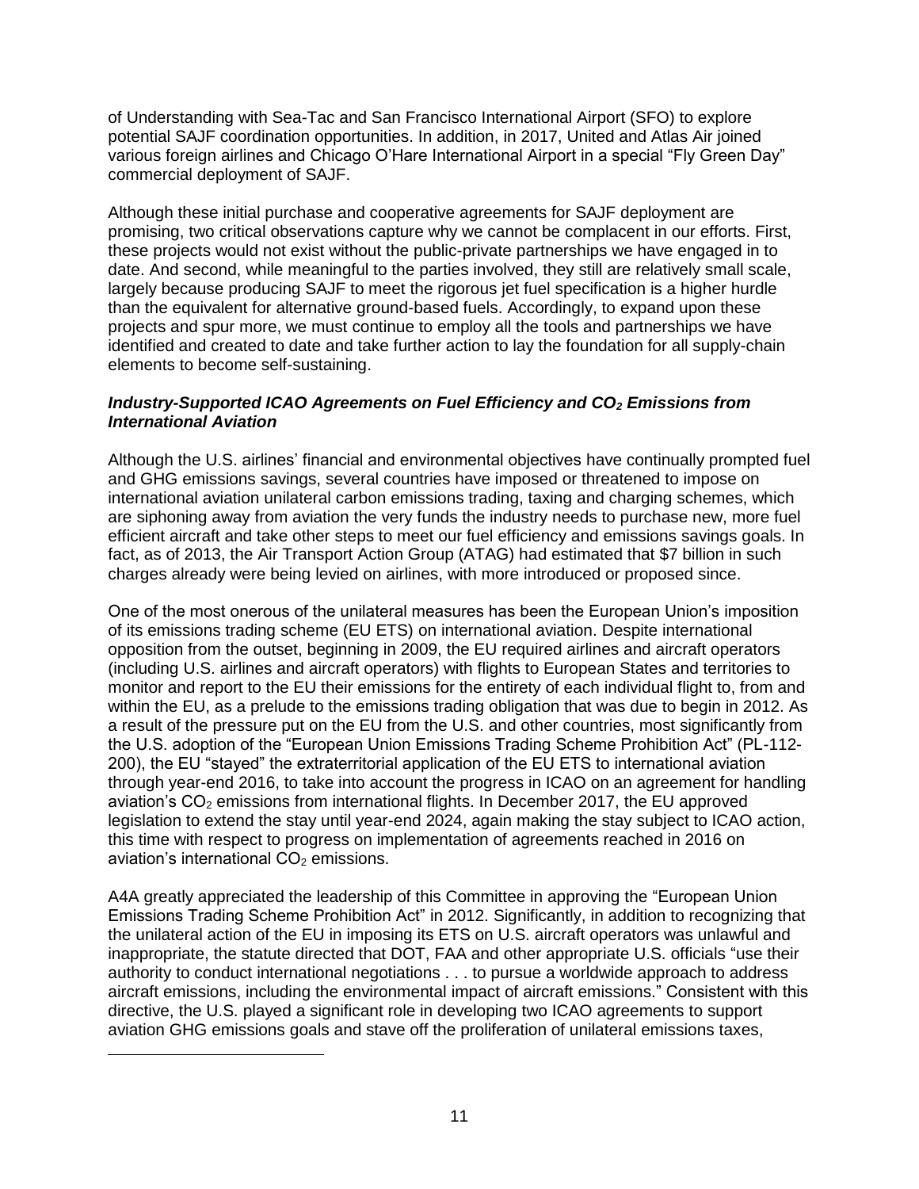of Understanding with Sea-Tac and San Francisco International Airport (SFO) to explore potential SAJF coordination opportunities. In addition, in 2017, United and Atlas Air joined various foreign airlines and Chicago O'Hare International Airport in a special "Fly Green Day" commercial deployment of SAJF.

Although these initial purchase and cooperative agreements for SAJF deployment are promising, two critical observations capture why we cannot be complacent in our efforts. First, these projects would not exist without the public-private partnerships we have engaged in to date. And second, while meaningful to the parties involved, they still are relatively small scale, largely because producing SAJF to meet the rigorous jet fuel specification is a higher hurdle than the equivalent for alternative ground-based fuels. Accordingly, to expand upon these projects and spur more, we must continue to employ all the tools and partnerships we have identified and created to date and take further action to lay the foundation for all supply-chain elements to become self-sustaining.

***Industry-Supported ICAO Agreements on Fuel Efficiency and $CO_2$ Emissions from International Aviation***

Although the U.S. airlines' financial and environmental objectives have continually prompted fuel and GHG emissions savings, several countries have imposed or threatened to impose on international aviation unilateral carbon emissions trading, taxing and charging schemes, which are siphoning away from aviation the very funds the industry needs to purchase new, more fuel efficient aircraft and take other steps to meet our fuel efficiency and emissions savings goals. In fact, as of 2013, the Air Transport Action Group (ATAG) had estimated that $7 billion in such charges already were being levied on airlines, with more introduced or proposed since.

One of the most onerous of the unilateral measures has been the European Union's imposition of its emissions trading scheme (EU ETS) on international aviation. Despite international opposition from the outset, beginning in 2009, the EU required airlines and aircraft operators (including U.S. airlines and aircraft operators) with flights to European States and territories to monitor and report to the EU their emissions for the entirety of each individual flight to, from and within the EU, as a prelude to the emissions trading obligation that was due to begin in 2012. As a result of the pressure put on the EU from the U.S. and other countries, most significantly from the U.S. adoption of the "European Union Emissions Trading Scheme Prohibition Act" (PL-112-200), the EU "stayed" the extraterritorial application of the EU ETS to international aviation through year-end 2016, to take into account the progress in ICAO on an agreement for handling aviation's $CO_2$ emissions from international flights. In December 2017, the EU approved legislation to extend the stay until year-end 2024, again making the stay subject to ICAO action, this time with respect to progress on implementation of agreements reached in 2016 on aviation's international $CO_2$ emissions.

A4A greatly appreciated the leadership of this Committee in approving the "European Union Emissions Trading Scheme Prohibition Act" in 2012. Significantly, in addition to recognizing that the unilateral action of the EU in imposing its ETS on U.S. aircraft operators was unlawful and inappropriate, the statute directed that DOT, FAA and other appropriate U.S. officials "use their authority to conduct international negotiations . . . to pursue a worldwide approach to address aircraft emissions, including the environmental impact of aircraft emissions." Consistent with this directive, the U.S. played a significant role in developing two ICAO agreements to support aviation GHG emissions goals and stave off the proliferation of unilateral emissions taxes,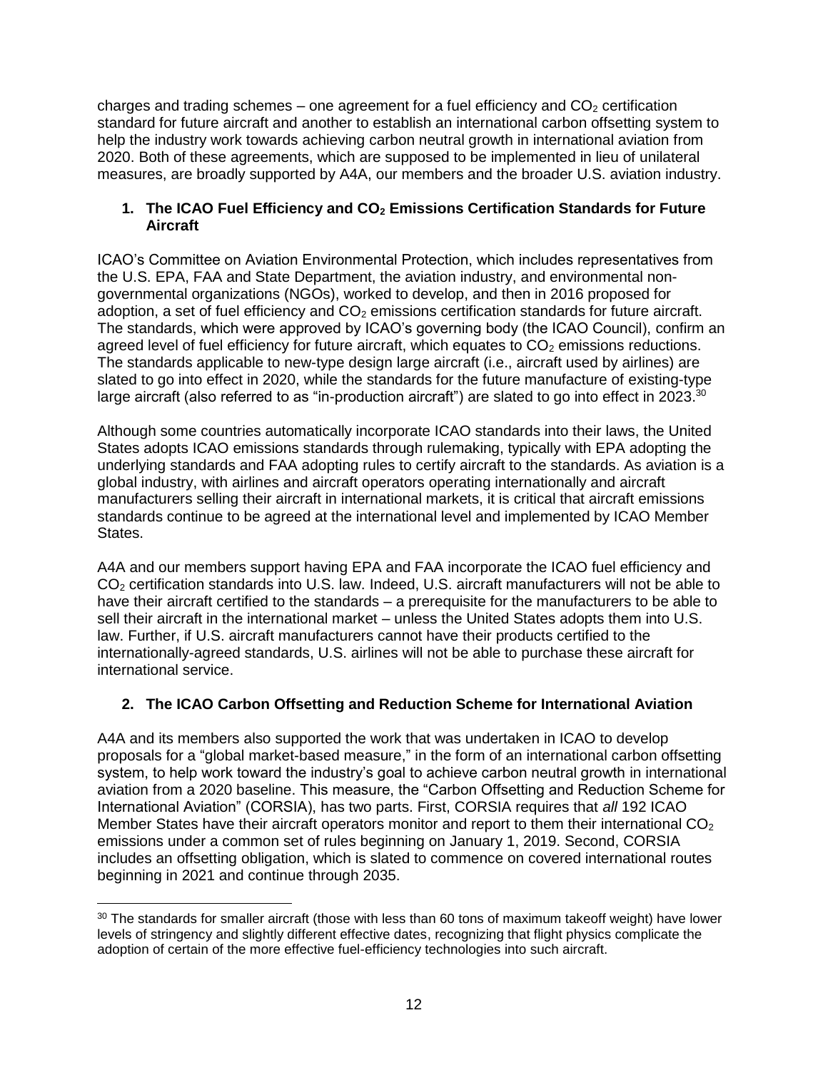charges and trading schemes – one agreement for a fuel efficiency and $CO_2$ certification standard for future aircraft and another to establish an international carbon offsetting system to help the industry work towards achieving carbon neutral growth in international aviation from 2020. Both of these agreements, which are supposed to be implemented in lieu of unilateral measures, are broadly supported by A4A, our members and the broader U.S. aviation industry.

### 1. The ICAO Fuel Efficiency and $CO_2$ Emissions Certification Standards for Future Aircraft

ICAO's Committee on Aviation Environmental Protection, which includes representatives from the U.S. EPA, FAA and State Department, the aviation industry, and environmental non-governmental organizations (NGOs), worked to develop, and then in 2016 proposed for adoption, a set of fuel efficiency and $CO_2$ emissions certification standards for future aircraft. The standards, which were approved by ICAO's governing body (the ICAO Council), confirm an agreed level of fuel efficiency for future aircraft, which equates to $CO_2$ emissions reductions. The standards applicable to new-type design large aircraft (i.e., aircraft used by airlines) are slated to go into effect in 2020, while the standards for the future manufacture of existing-type large aircraft (also referred to as "in-production aircraft") are slated to go into effect in 2023.[30]

Although some countries automatically incorporate ICAO standards into their laws, the United States adopts ICAO emissions standards through rulemaking, typically with EPA adopting the underlying standards and FAA adopting rules to certify aircraft to the standards. As aviation is a global industry, with airlines and aircraft operators operating internationally and aircraft manufacturers selling their aircraft in international markets, it is critical that aircraft emissions standards continue to be agreed at the international level and implemented by ICAO Member States.

A4A and our members support having EPA and FAA incorporate the ICAO fuel efficiency and $CO_2$ certification standards into U.S. law. Indeed, U.S. aircraft manufacturers will not be able to have their aircraft certified to the standards – a prerequisite for the manufacturers to be able to sell their aircraft in the international market – unless the United States adopts them into U.S. law. Further, if U.S. aircraft manufacturers cannot have their products certified to the internationally-agreed standards, U.S. airlines will not be able to purchase these aircraft for international service.

### 2. The ICAO Carbon Offsetting and Reduction Scheme for International Aviation

A4A and its members also supported the work that was undertaken in ICAO to develop proposals for a "global market-based measure," in the form of an international carbon offsetting system, to help work toward the industry's goal to achieve carbon neutral growth in international aviation from a 2020 baseline. This measure, the "Carbon Offsetting and Reduction Scheme for International Aviation" (CORSIA), has two parts. First, CORSIA requires that *all* 192 ICAO Member States have their aircraft operators monitor and report to them their international $CO_2$ emissions under a common set of rules beginning on January 1, 2019. Second, CORSIA includes an offsetting obligation, which is slated to commence on covered international routes beginning in 2021 and continue through 2035.

---

[30] The standards for smaller aircraft (those with less than 60 tons of maximum takeoff weight) have lower levels of stringency and slightly different effective dates, recognizing that flight physics complicate the adoption of certain of the more effective fuel-efficiency technologies into such aircraft.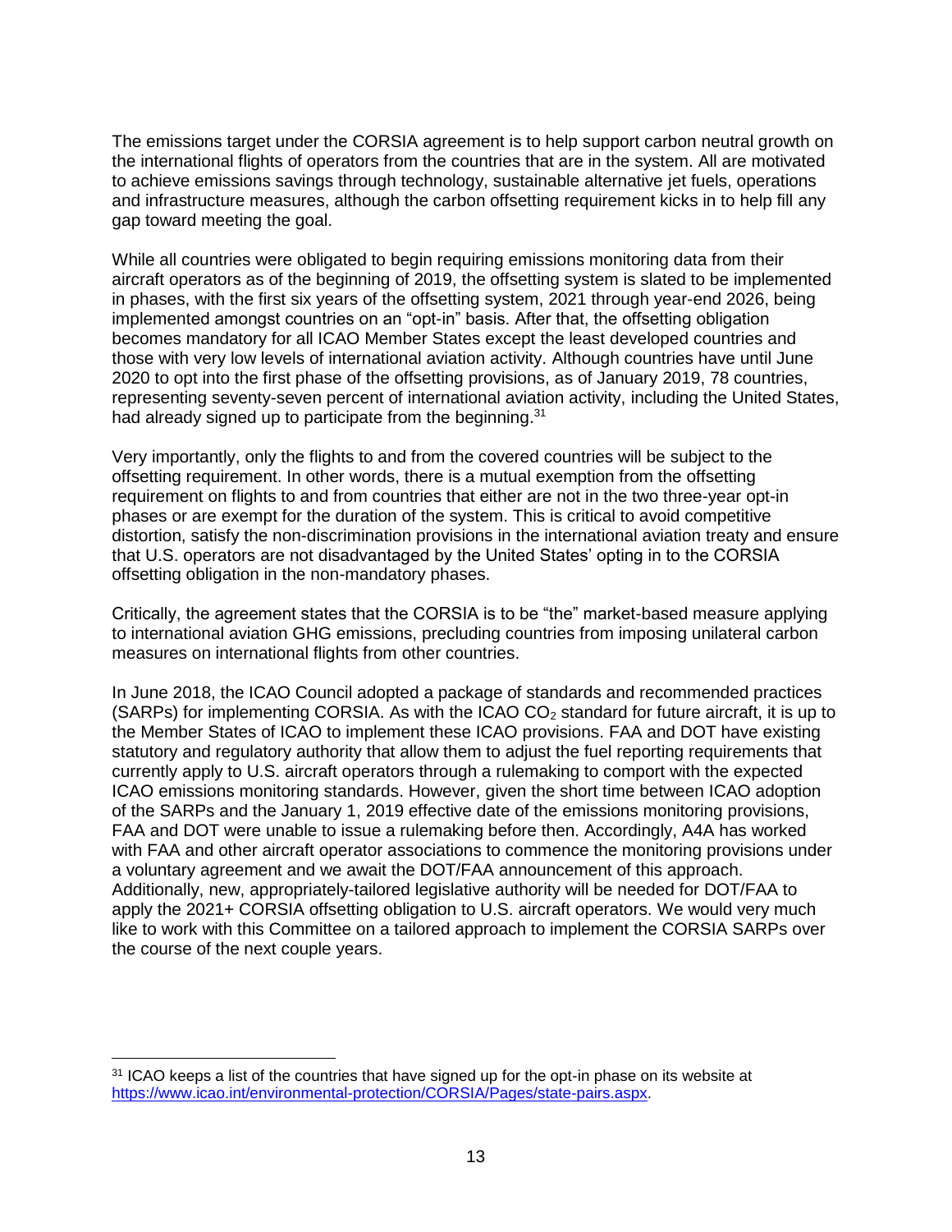The emissions target under the CORSIA agreement is to help support carbon neutral growth on the international flights of operators from the countries that are in the system. All are motivated to achieve emissions savings through technology, sustainable alternative jet fuels, operations and infrastructure measures, although the carbon offsetting requirement kicks in to help fill any gap toward meeting the goal.

While all countries were obligated to begin requiring emissions monitoring data from their aircraft operators as of the beginning of 2019, the offsetting system is slated to be implemented in phases, with the first six years of the offsetting system, 2021 through year-end 2026, being implemented amongst countries on an "opt-in" basis. After that, the offsetting obligation becomes mandatory for all ICAO Member States except the least developed countries and those with very low levels of international aviation activity. Although countries have until June 2020 to opt into the first phase of the offsetting provisions, as of January 2019, 78 countries, representing seventy-seven percent of international aviation activity, including the United States, had already signed up to participate from the beginning.[31]

Very importantly, only the flights to and from the covered countries will be subject to the offsetting requirement. In other words, there is a mutual exemption from the offsetting requirement on flights to and from countries that either are not in the two three-year opt-in phases or are exempt for the duration of the system. This is critical to avoid competitive distortion, satisfy the non-discrimination provisions in the international aviation treaty and ensure that U.S. operators are not disadvantaged by the United States' opting in to the CORSIA offsetting obligation in the non-mandatory phases.

Critically, the agreement states that the CORSIA is to be "the" market-based measure applying to international aviation GHG emissions, precluding countries from imposing unilateral carbon measures on international flights from other countries.

In June 2018, the ICAO Council adopted a package of standards and recommended practices (SARPs) for implementing CORSIA. As with the ICAO $CO_2$ standard for future aircraft, it is up to the Member States of ICAO to implement these ICAO provisions. FAA and DOT have existing statutory and regulatory authority that allow them to adjust the fuel reporting requirements that currently apply to U.S. aircraft operators through a rulemaking to comport with the expected ICAO emissions monitoring standards. However, given the short time between ICAO adoption of the SARPs and the January 1, 2019 effective date of the emissions monitoring provisions, FAA and DOT were unable to issue a rulemaking before then. Accordingly, A4A has worked with FAA and other aircraft operator associations to commence the monitoring provisions under a voluntary agreement and we await the DOT/FAA announcement of this approach. Additionally, new, appropriately-tailored legislative authority will be needed for DOT/FAA to apply the 2021+ CORSIA offsetting obligation to U.S. aircraft operators. We would very much like to work with this Committee on a tailored approach to implement the CORSIA SARPs over the course of the next couple years.

---

[31] ICAO keeps a list of the countries that have signed up for the opt-in phase on its website at https://www.icao.int/environmental-protection/CORSIA/Pages/state-pairs.aspx.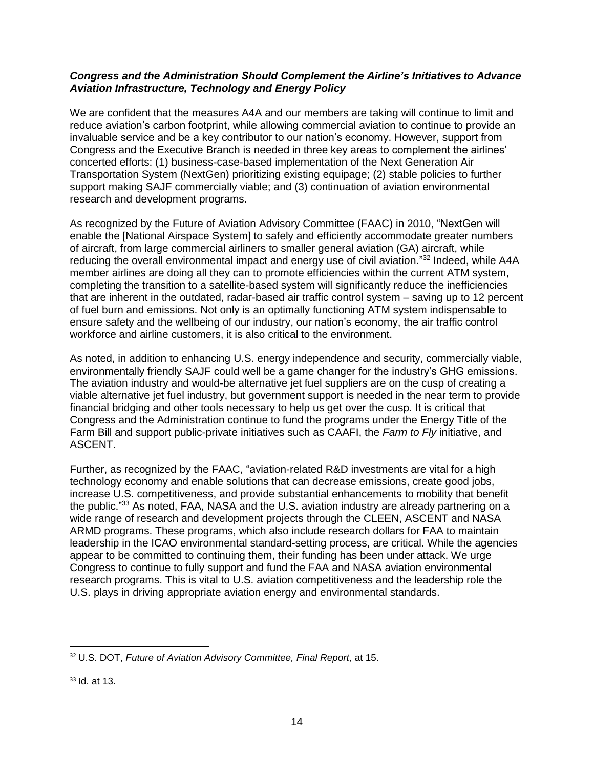***Congress and the Administration Should Complement the Airline's Initiatives to Advance Aviation Infrastructure, Technology and Energy Policy***

We are confident that the measures A4A and our members are taking will continue to limit and reduce aviation's carbon footprint, while allowing commercial aviation to continue to provide an invaluable service and be a key contributor to our nation's economy. However, support from Congress and the Executive Branch is needed in three key areas to complement the airlines' concerted efforts: (1) business-case-based implementation of the Next Generation Air Transportation System (NextGen) prioritizing existing equipage; (2) stable policies to further support making SAJF commercially viable; and (3) continuation of aviation environmental research and development programs.

As recognized by the Future of Aviation Advisory Committee (FAAC) in 2010, "NextGen will enable the [National Airspace System] to safely and efficiently accommodate greater numbers of aircraft, from large commercial airliners to smaller general aviation (GA) aircraft, while reducing the overall environmental impact and energy use of civil aviation."[32] Indeed, while A4A member airlines are doing all they can to promote efficiencies within the current ATM system, completing the transition to a satellite-based system will significantly reduce the inefficiencies that are inherent in the outdated, radar-based air traffic control system – saving up to 12 percent of fuel burn and emissions. Not only is an optimally functioning ATM system indispensable to ensure safety and the wellbeing of our industry, our nation's economy, the air traffic control workforce and airline customers, it is also critical to the environment.

As noted, in addition to enhancing U.S. energy independence and security, commercially viable, environmentally friendly SAJF could well be a game changer for the industry's GHG emissions. The aviation industry and would-be alternative jet fuel suppliers are on the cusp of creating a viable alternative jet fuel industry, but government support is needed in the near term to provide financial bridging and other tools necessary to help us get over the cusp. It is critical that Congress and the Administration continue to fund the programs under the Energy Title of the Farm Bill and support public-private initiatives such as CAAFI, the *Farm to Fly* initiative, and ASCENT.

Further, as recognized by the FAAC, "aviation-related R&D investments are vital for a high technology economy and enable solutions that can decrease emissions, create good jobs, increase U.S. competitiveness, and provide substantial enhancements to mobility that benefit the public."[33] As noted, FAA, NASA and the U.S. aviation industry are already partnering on a wide range of research and development projects through the CLEEN, ASCENT and NASA ARMD programs. These programs, which also include research dollars for FAA to maintain leadership in the ICAO environmental standard-setting process, are critical. While the agencies appear to be committed to continuing them, their funding has been under attack. We urge Congress to continue to fully support and fund the FAA and NASA aviation environmental research programs. This is vital to U.S. aviation competitiveness and the leadership role the U.S. plays in driving appropriate aviation energy and environmental standards.

---

[32] U.S. DOT, *Future of Aviation Advisory Committee, Final Report*, at 15.

[33] Id. at 13.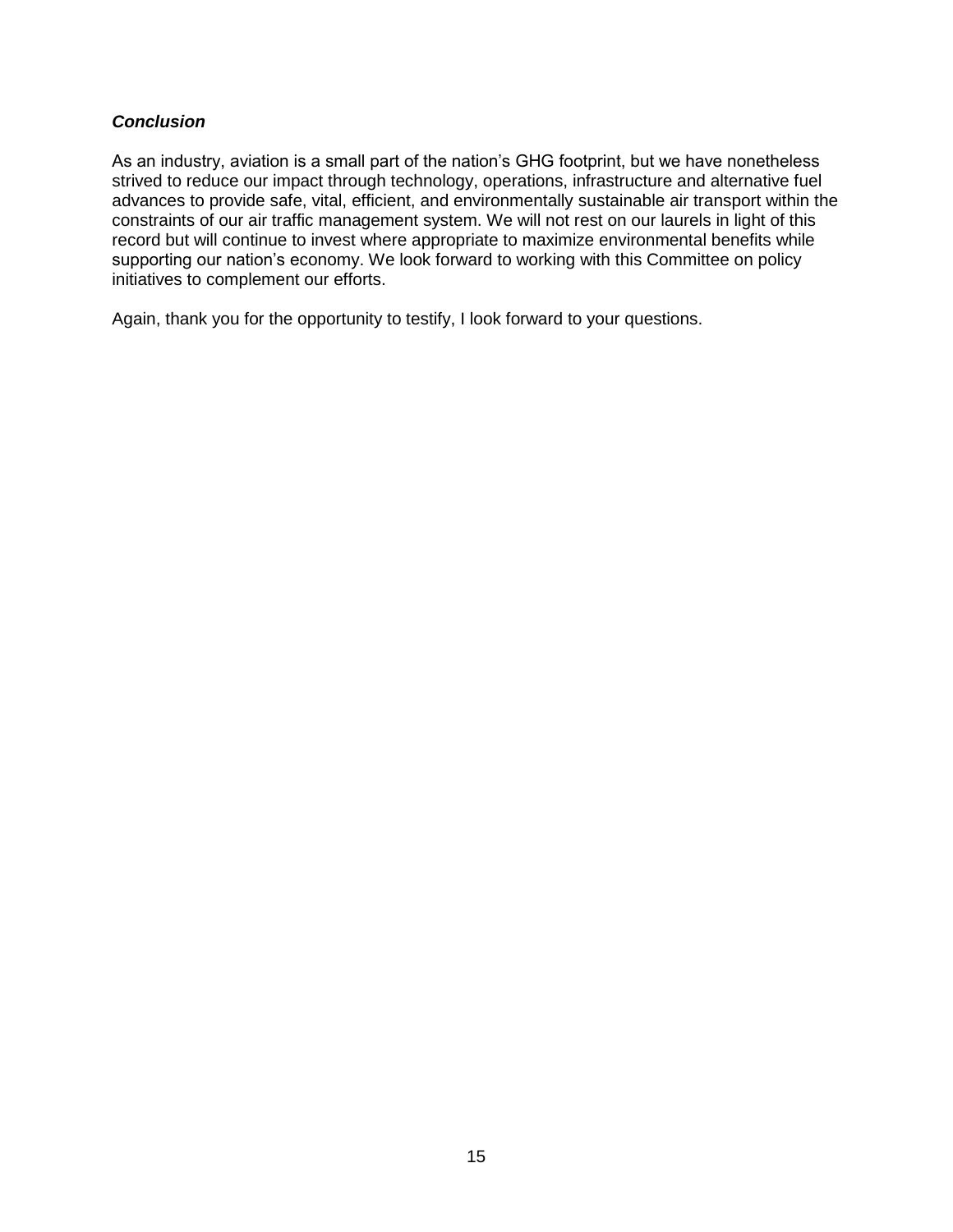### ***Conclusion***

As an industry, aviation is a small part of the nation's GHG footprint, but we have nonetheless strived to reduce our impact through technology, operations, infrastructure and alternative fuel advances to provide safe, vital, efficient, and environmentally sustainable air transport within the constraints of our air traffic management system. We will not rest on our laurels in light of this record but will continue to invest where appropriate to maximize environmental benefits while supporting our nation's economy. We look forward to working with this Committee on policy initiatives to complement our efforts.

Again, thank you for the opportunity to testify, I look forward to your questions.